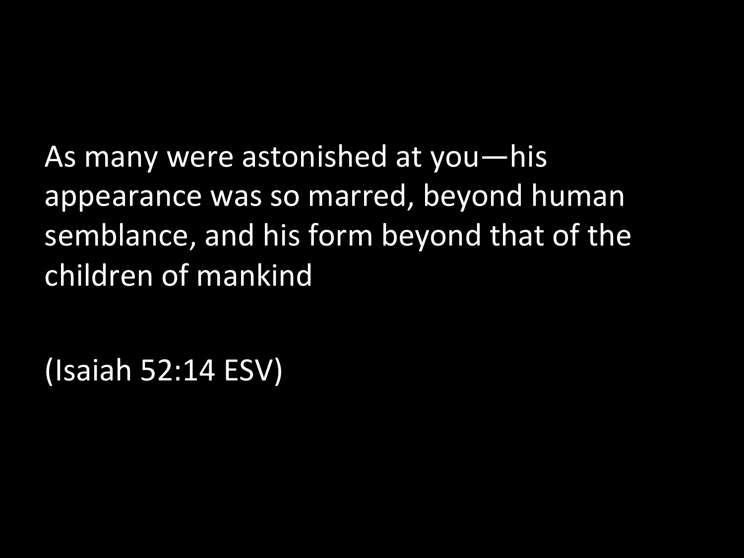As many were astonished at you—his appearance was so marred, beyond human semblance, and his form beyond that of the children of mankind

(Isaiah 52:14 ESV)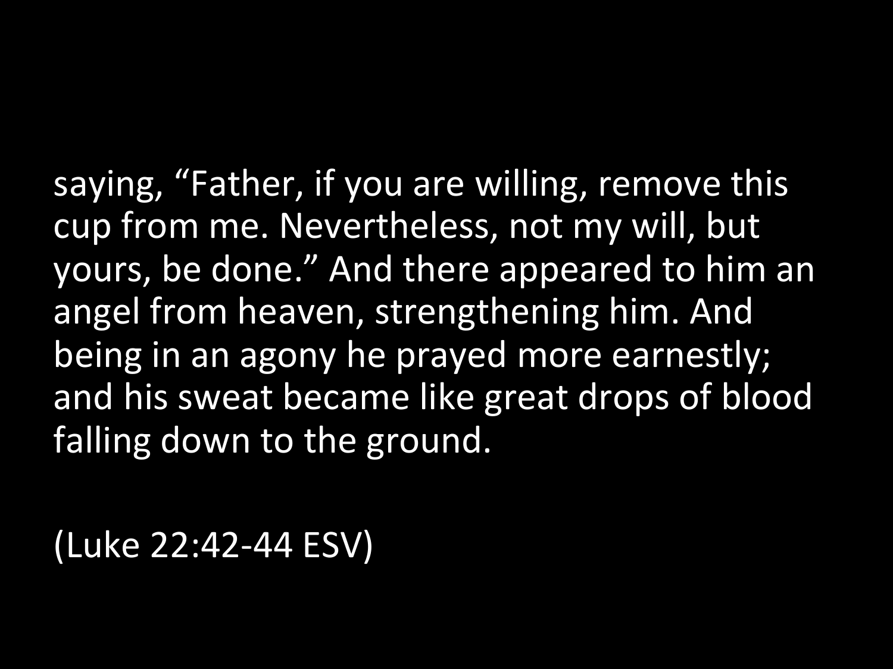saying, “Father, if you are willing, remove this cup from me. Nevertheless, not my will, but yours, be done.” And there appeared to him an angel from heaven, strengthening him. And being in an agony he prayed more earnestly; and his sweat became like great drops of blood falling down to the ground.

(Luke 22:42-44 ESV)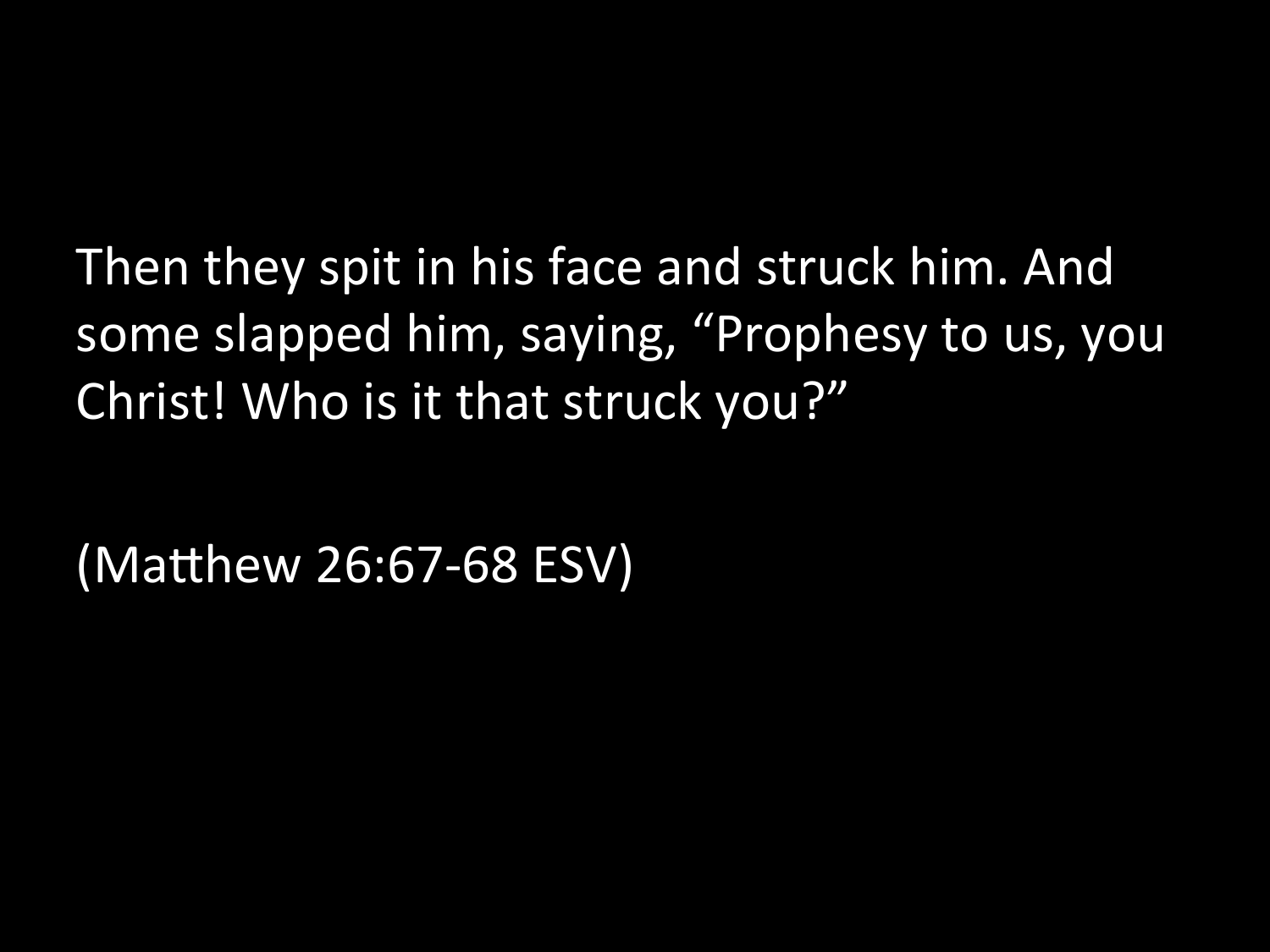Then they spit in his face and struck him. And some slapped him, saying, "Prophesy to us, you Christ! Who is it that struck you?"

(Matthew 26:67-68 ESV)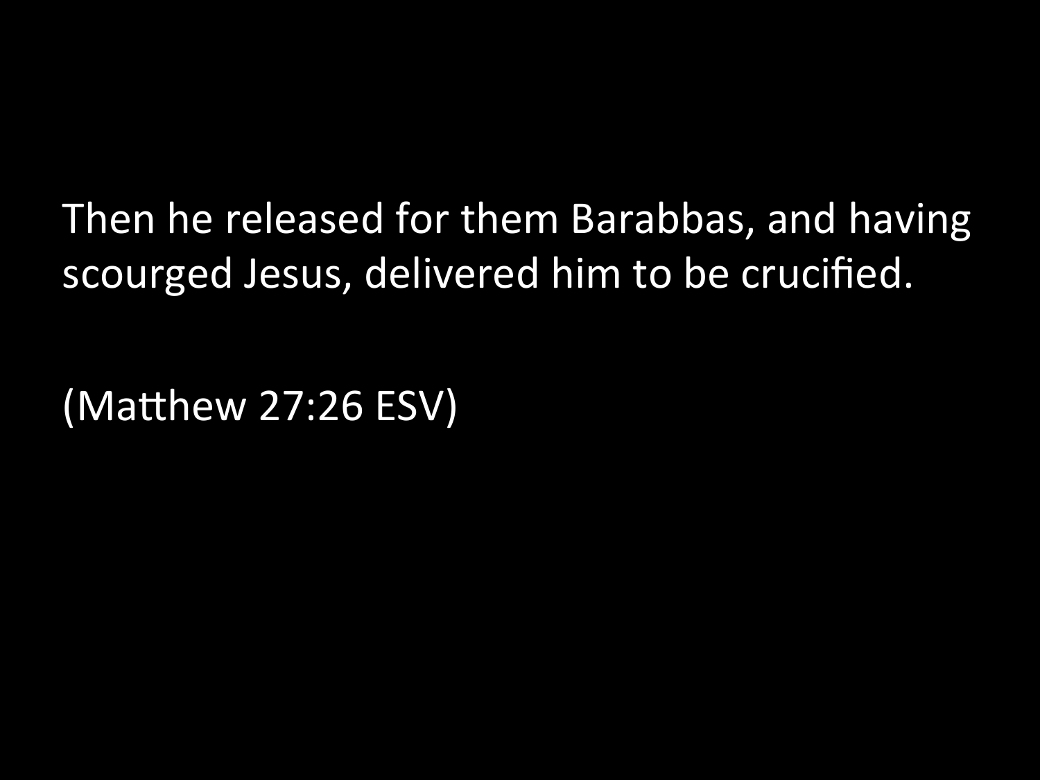Then he released for them Barabbas, and having scourged Jesus, delivered him to be crucified.

(Matthew 27:26 ESV)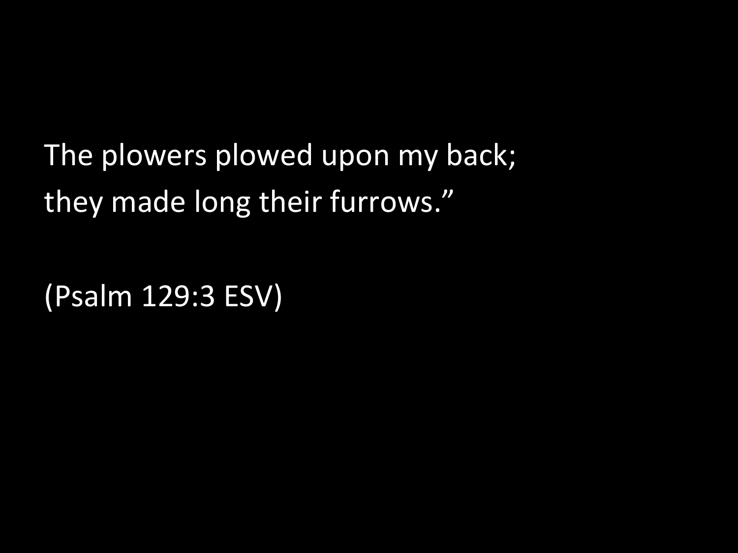The plowers plowed upon my back;
they made long their furrows."

(Psalm 129:3 ESV)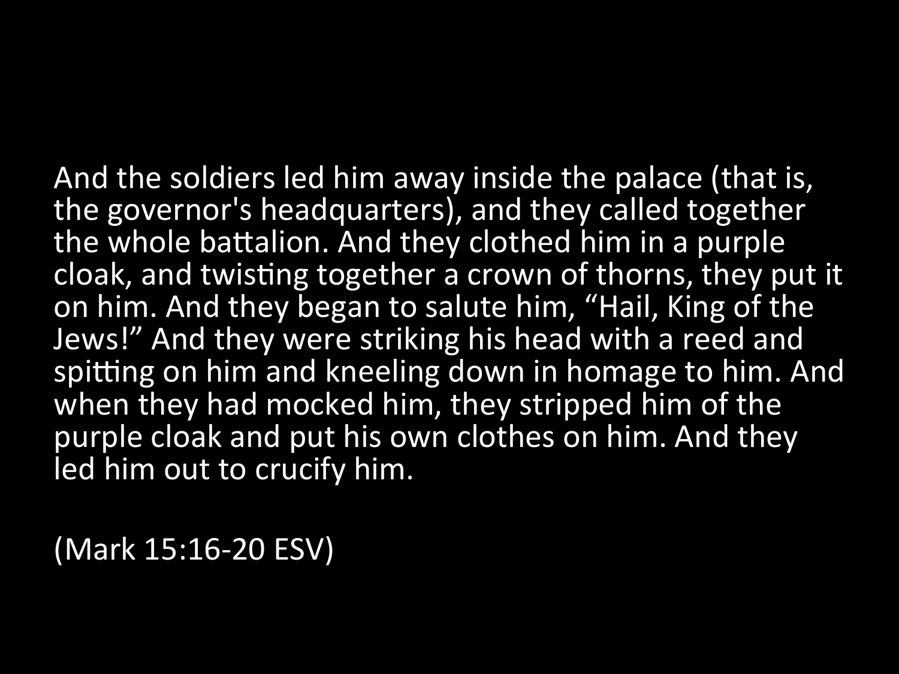And the soldiers led him away inside the palace (that is, the governor's headquarters), and they called together the whole battalion. And they clothed him in a purple cloak, and twisting together a crown of thorns, they put it on him. And they began to salute him, “Hail, King of the Jews!” And they were striking his head with a reed and spitting on him and kneeling down in homage to him. And when they had mocked him, they stripped him of the purple cloak and put his own clothes on him. And they led him out to crucify him.

(Mark 15:16-20 ESV)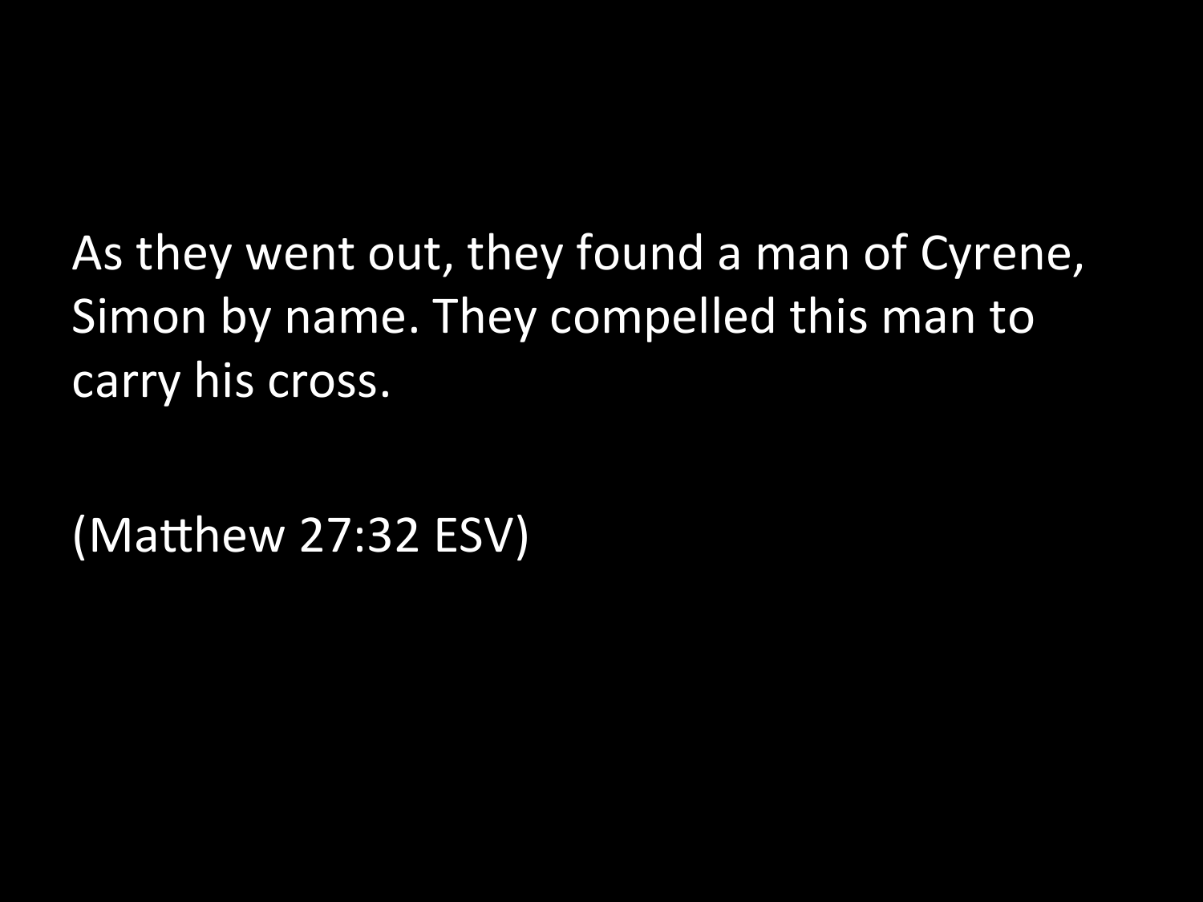As they went out, they found a man of Cyrene, Simon by name. They compelled this man to carry his cross.

(Matthew 27:32 ESV)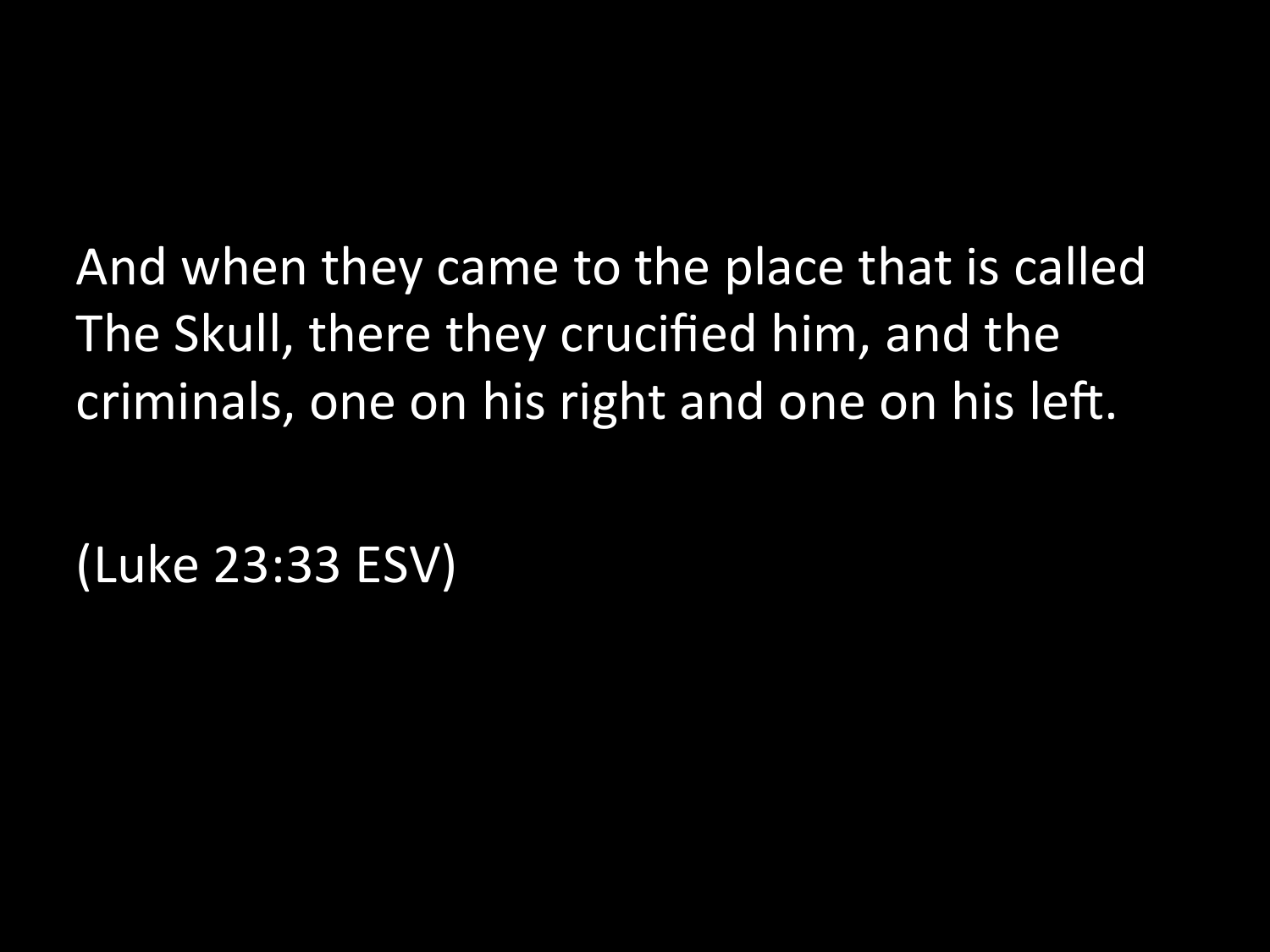And when they came to the place that is called The Skull, there they crucified him, and the criminals, one on his right and one on his left.

(Luke 23:33 ESV)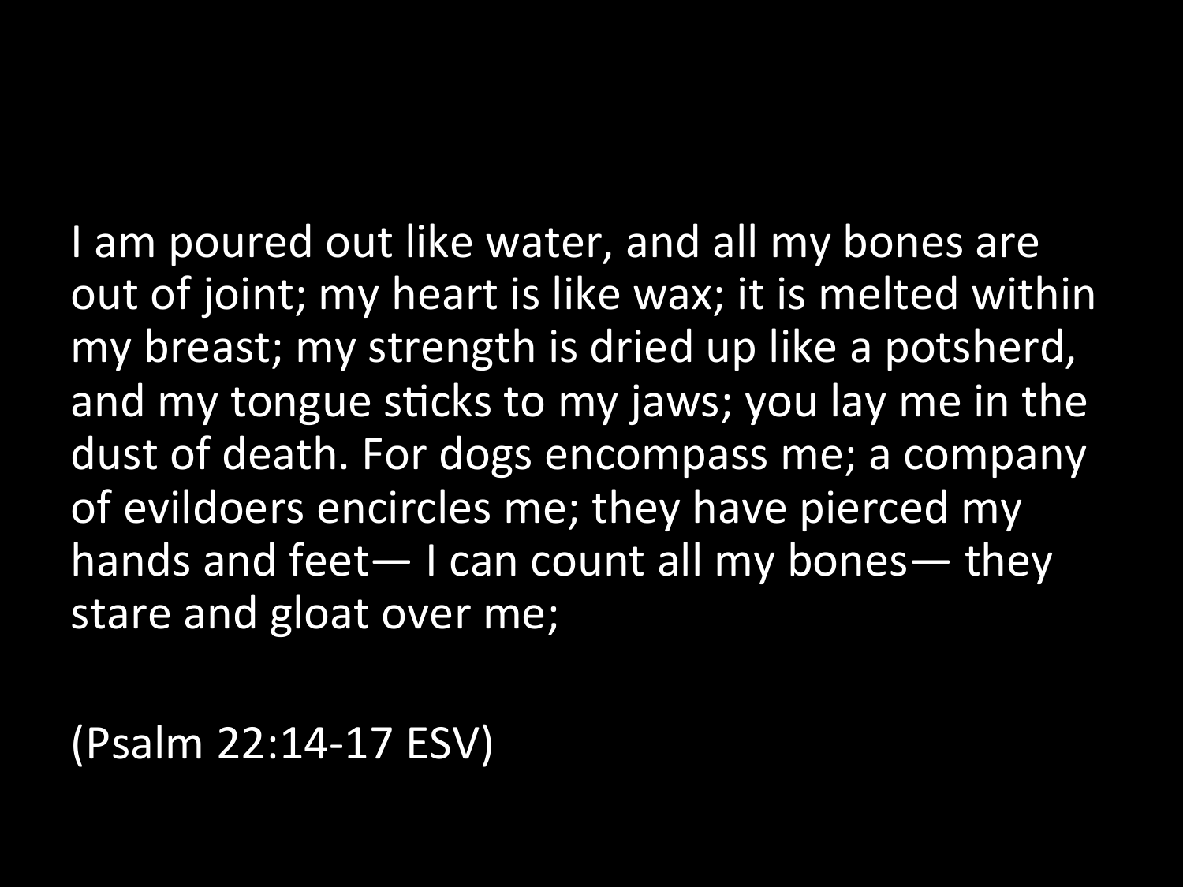I am poured out like water, and all my bones are out of joint; my heart is like wax; it is melted within my breast; my strength is dried up like a potsherd, and my tongue sticks to my jaws; you lay me in the dust of death. For dogs encompass me; a company of evildoers encircles me; they have pierced my hands and feet— I can count all my bones— they stare and gloat over me;

(Psalm 22:14-17 ESV)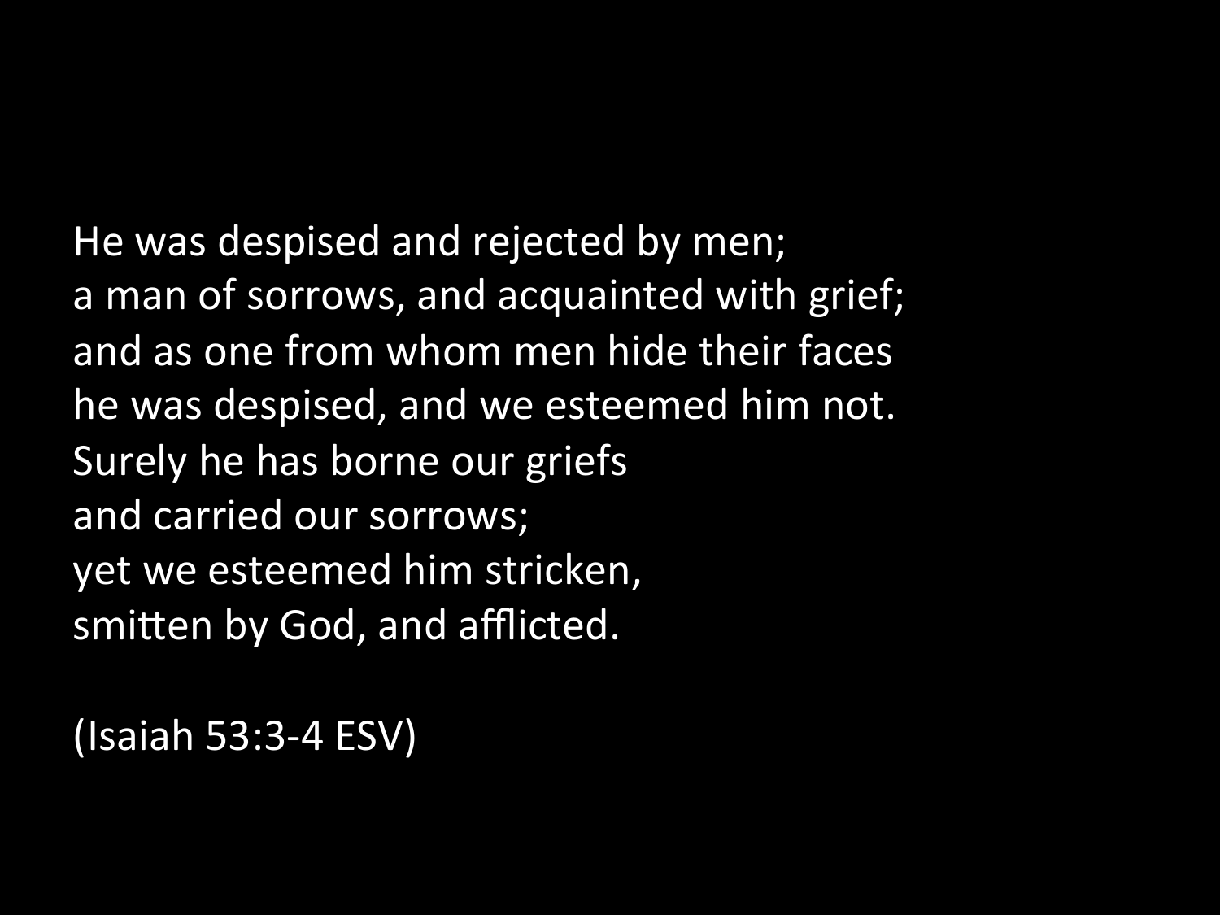He was despised and rejected by men;
a man of sorrows, and acquainted with grief;
and as one from whom men hide their faces
he was despised, and we esteemed him not.
Surely he has borne our griefs
and carried our sorrows;
yet we esteemed him stricken,
smitten by God, and afflicted.

(Isaiah 53:3-4 ESV)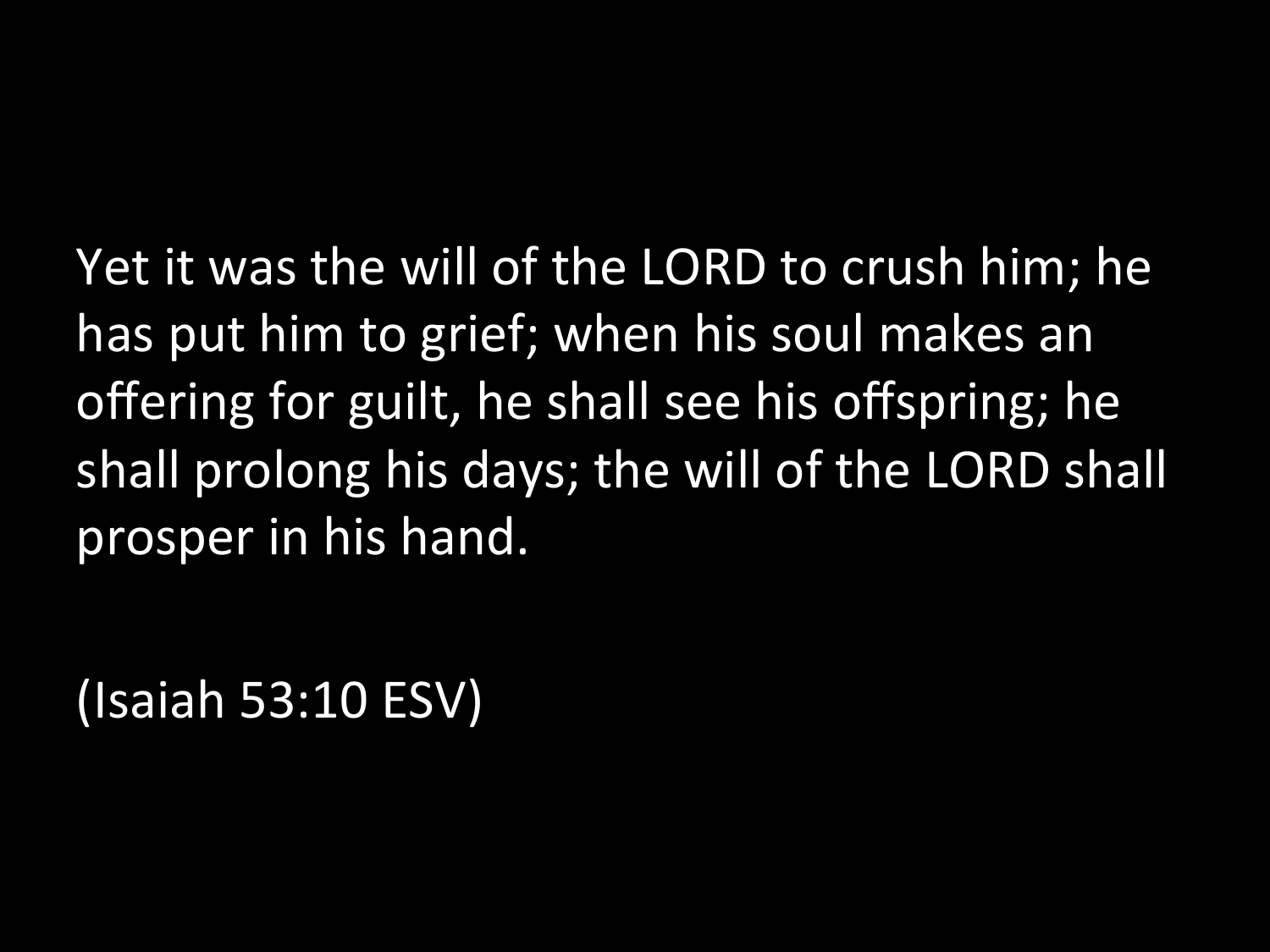Yet it was the will of the LORD to crush him; he has put him to grief; when his soul makes an offering for guilt, he shall see his offspring; he shall prolong his days; the will of the LORD shall prosper in his hand.

(Isaiah 53:10 ESV)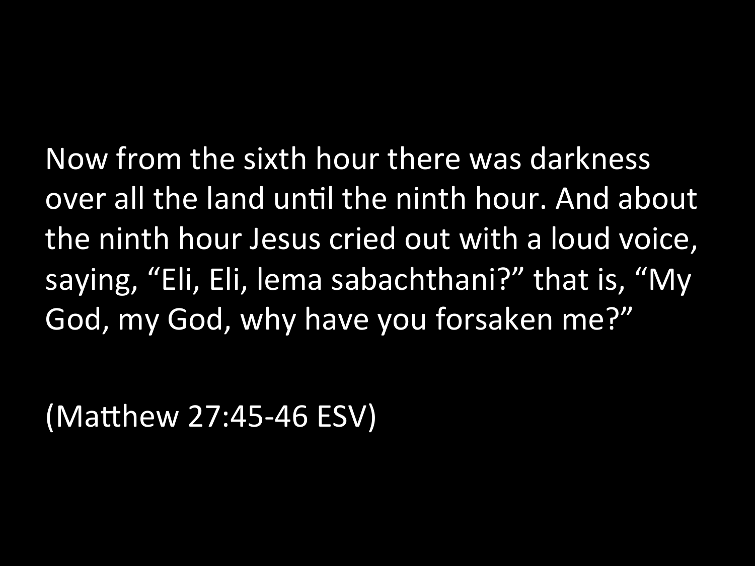Now from the sixth hour there was darkness over all the land until the ninth hour. And about the ninth hour Jesus cried out with a loud voice, saying, "Eli, Eli, lema sabachthani?" that is, "My God, my God, why have you forsaken me?"

(Matthew 27:45-46 ESV)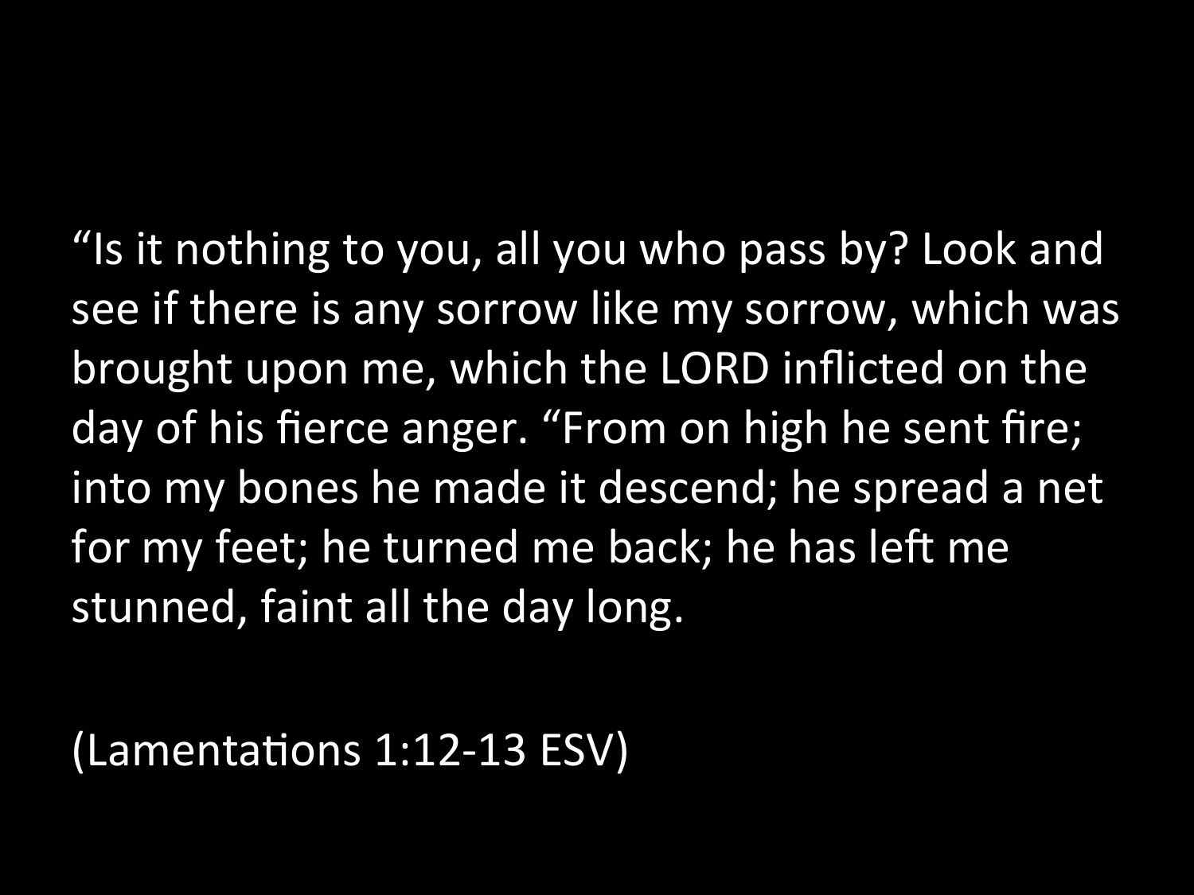"Is it nothing to you, all you who pass by? Look and see if there is any sorrow like my sorrow, which was brought upon me, which the LORD inflicted on the day of his fierce anger. "From on high he sent fire; into my bones he made it descend; he spread a net for my feet; he turned me back; he has left me stunned, faint all the day long.

(Lamentations 1:12-13 ESV)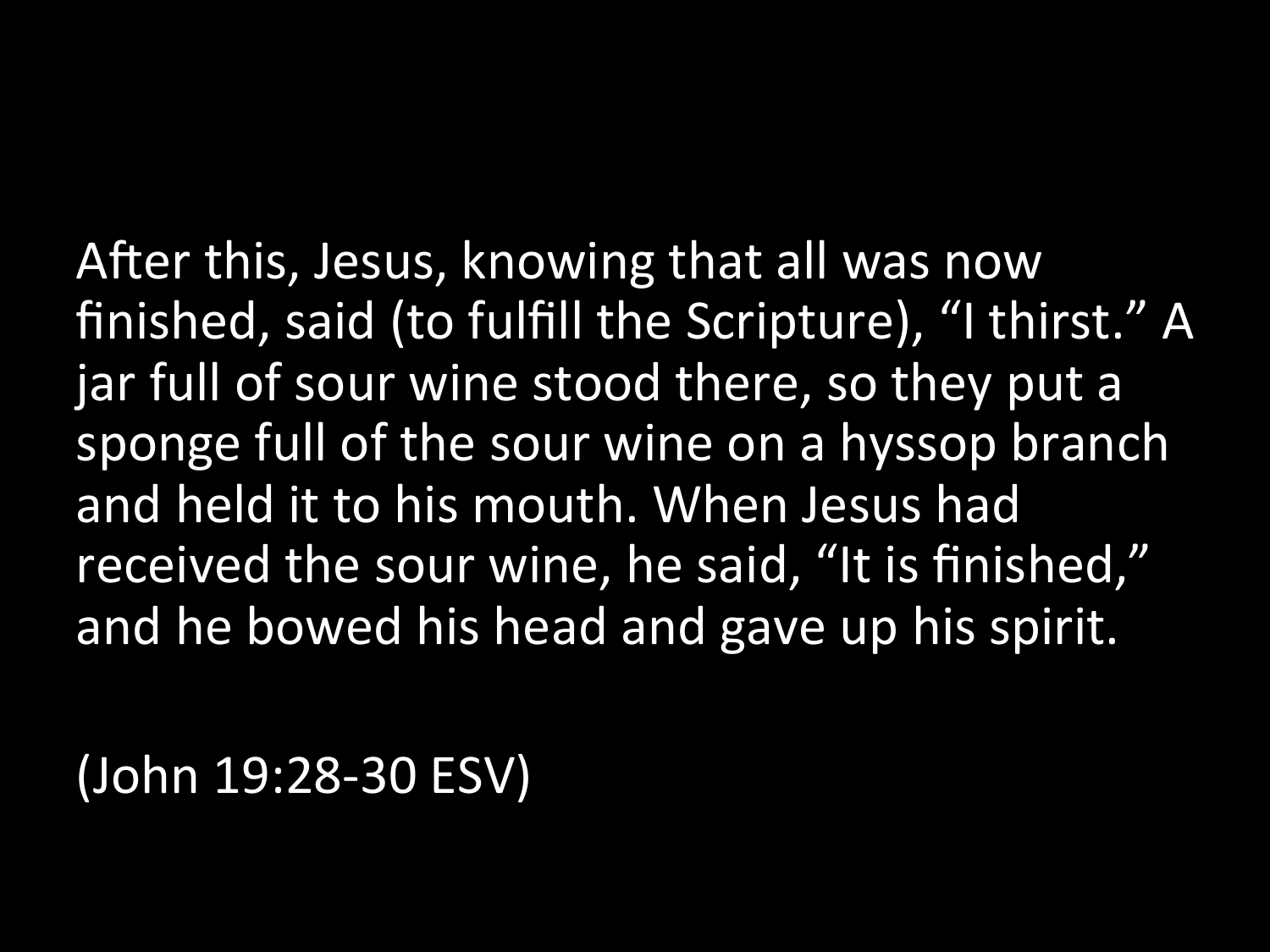After this, Jesus, knowing that all was now finished, said (to fulfill the Scripture), “I thirst.” A jar full of sour wine stood there, so they put a sponge full of the sour wine on a hyssop branch and held it to his mouth. When Jesus had received the sour wine, he said, “It is finished,” and he bowed his head and gave up his spirit.

(John 19:28-30 ESV)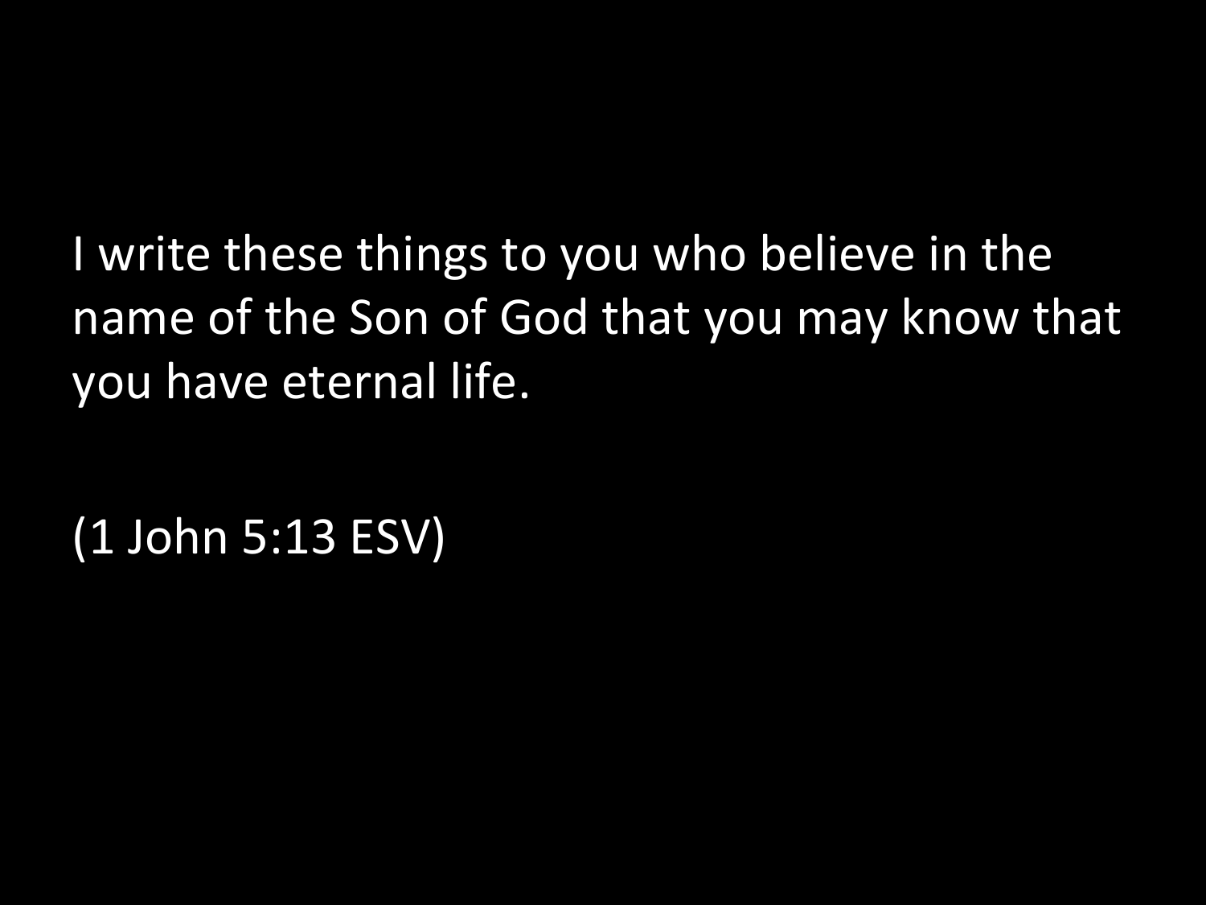I write these things to you who believe in the name of the Son of God that you may know that you have eternal life.

(1 John 5:13 ESV)